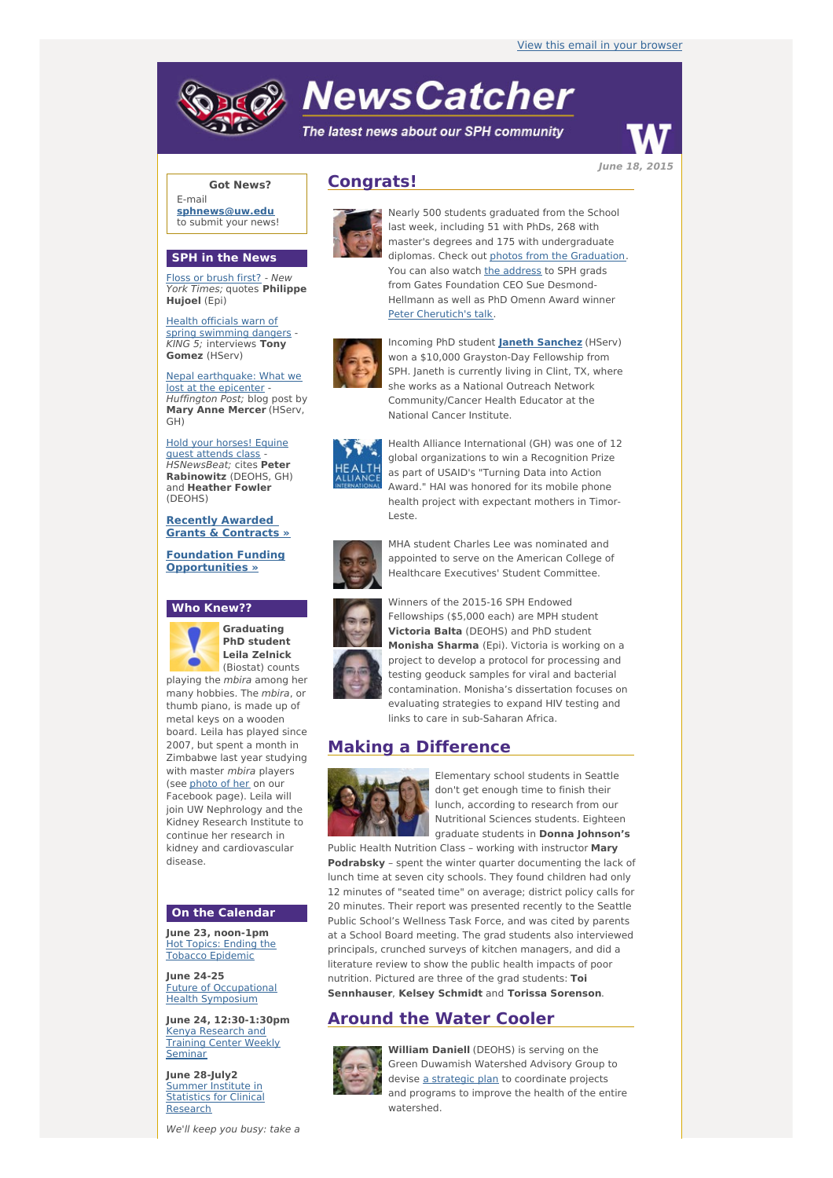View this email in your browser

# NewsCatcher

*The latest news about our SPH community*

*June 18, 2015*

**Got News?**

E-mail **sphnews@uw.edu** to submit your news!

## SPH in the News

Floss or brush first? - *New York Times;* quotes **Philippe Hujoel** (Epi)

Health officials warn of spring swimming dangers - *KING 5;* interviews **Tony Gomez** (HServ)

Nepal earthquake: What we lost at the epicenter - *Huffington Post;* blog post by **Mary Anne Mercer** (HServ, GH)

Hold your horses! Equine guest attends class - *HSNewsBeat;* cites **Peter Rabinowitz** (DEOHS, GH) and **Heather Fowler** (DEOHS)

**Recently Awarded Grants & Contracts »**

**Foundation Funding Opportunities »**

## Who Knew??

**Graduating PhD student Leila Zelnick** (Biostat) counts playing the *mbira* among her many hobbies. The *mbira*, or thumb piano, is made up of metal keys on a wooden board. Leila has played since 2007, but spent a month in Zimbabwe last year studying with master *mbira* players (see photo of her on our Facebook page). Leila will join UW Nephrology and the Kidney Research Institute to continue her research in kidney and cardiovascular disease.

## On the Calendar

**June 23, noon-1pm**
Hot Topics: Ending the Tobacco Epidemic

**June 24-25**
Future of Occupational Health Symposium

**June 24, 12:30-1:30pm**
Kenya Research and Training Center Weekly Seminar

**June 28-July2**
Summer Institute in Statistics for Clinical Research

*We'll keep you busy: take a*

## Congrats!

Nearly 500 students graduated from the School last week, including 51 with PhDs, 268 with master's degrees and 175 with undergraduate diplomas. Check out photos from the Graduation. You can also watch the address to SPH grads from Gates Foundation CEO Sue Desmond-Hellmann as well as PhD Omenn Award winner Peter Cherutich's talk.

Incoming PhD student **Janeth Sanchez** (HServ) won a $10,000 Grayston-Day Fellowship from SPH. Janeth is currently living in Clint, TX, where she works as a National Outreach Network Community/Cancer Health Educator at the National Cancer Institute.

Health Alliance International (GH) was one of 12 global organizations to win a Recognition Prize as part of USAID's "Turning Data into Action Award." HAI was honored for its mobile phone health project with expectant mothers in Timor-Leste.

MHA student Charles Lee was nominated and appointed to serve on the American College of Healthcare Executives' Student Committee.

Winners of the 2015-16 SPH Endowed Fellowships ($5,000 each) are MPH student **Victoria Balta** (DEOHS) and PhD student **Monisha Sharma** (Epi). Victoria is working on a project to develop a protocol for processing and testing geoduck samples for viral and bacterial contamination. Monisha's dissertation focuses on evaluating strategies to expand HIV testing and links to care in sub-Saharan Africa.

## Making a Difference

Elementary school students in Seattle don't get enough time to finish their lunch, according to research from our Nutritional Sciences students. Eighteen graduate students in **Donna Johnson's** Public Health Nutrition Class – working with instructor **Mary Podrabsky** – spent the winter quarter documenting the lack of lunch time at seven city schools. They found children had only 12 minutes of "seated time" on average; district policy calls for 20 minutes. Their report was presented recently to the Seattle Public School's Wellness Task Force, and was cited by parents at a School Board meeting. The grad students also interviewed principals, crunched surveys of kitchen managers, and did a literature review to show the public health impacts of poor nutrition. Pictured are three of the grad students: **Toi Sennhauser**, **Kelsey Schmidt** and **Torissa Sorenson**.

## Around the Water Cooler

**William Daniell** (DEOHS) is serving on the Green Duwamish Watershed Advisory Group to devise a strategic plan to coordinate projects and programs to improve the health of the entire watershed.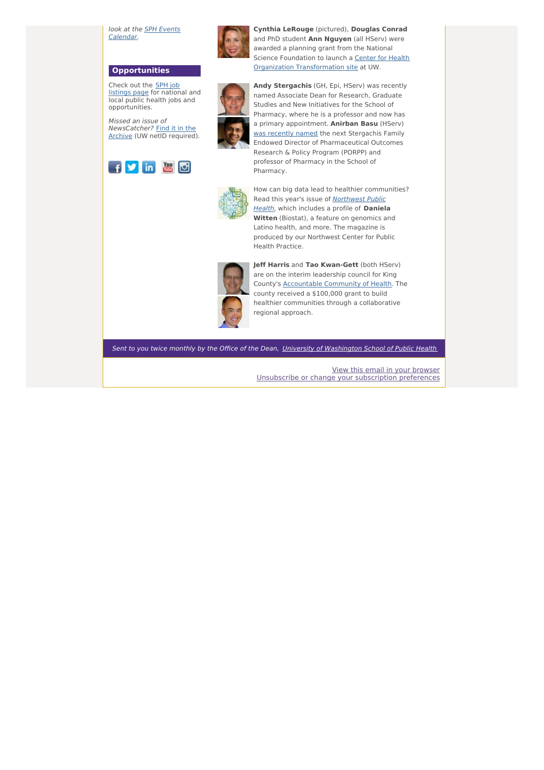*look at the SPH Events Calendar.*

## Opportunities

Check out the SPH job listings page for national and local public health jobs and opportunities.

*Missed an issue of NewsCatcher?* Find it in the Archive (UW netID required).

**Cynthia LeRouge** (pictured), **Douglas Conrad** and PhD student **Ann Nguyen** (all HServ) were awarded a planning grant from the National Science Foundation to launch a Center for Health Organization Transformation site at UW.

**Andy Stergachis** (GH, Epi, HServ) was recently named Associate Dean for Research, Graduate Studies and New Initiatives for the School of Pharmacy, where he is a professor and now has a primary appointment. **Anirban Basu** (HServ) was recently named the next Stergachis Family Endowed Director of Pharmaceutical Outcomes Research & Policy Program (PORPP) and professor of Pharmacy in the School of Pharmacy.

How can big data lead to healthier communities? Read this year's issue of *Northwest Public Health*, which includes a profile of **Daniela Witten** (Biostat), a feature on genomics and Latino health, and more. The magazine is produced by our Northwest Center for Public Health Practice.

**Jeff Harris** and **Tao Kwan-Gett** (both HServ) are on the interim leadership council for King County's Accountable Community of Health. The county received a $100,000 grant to build healthier communities through a collaborative regional approach.

*Sent to you twice monthly by the Office of the Dean, University of Washington School of Public Health*

View this email in your browser
Unsubscribe or change your subscription preferences